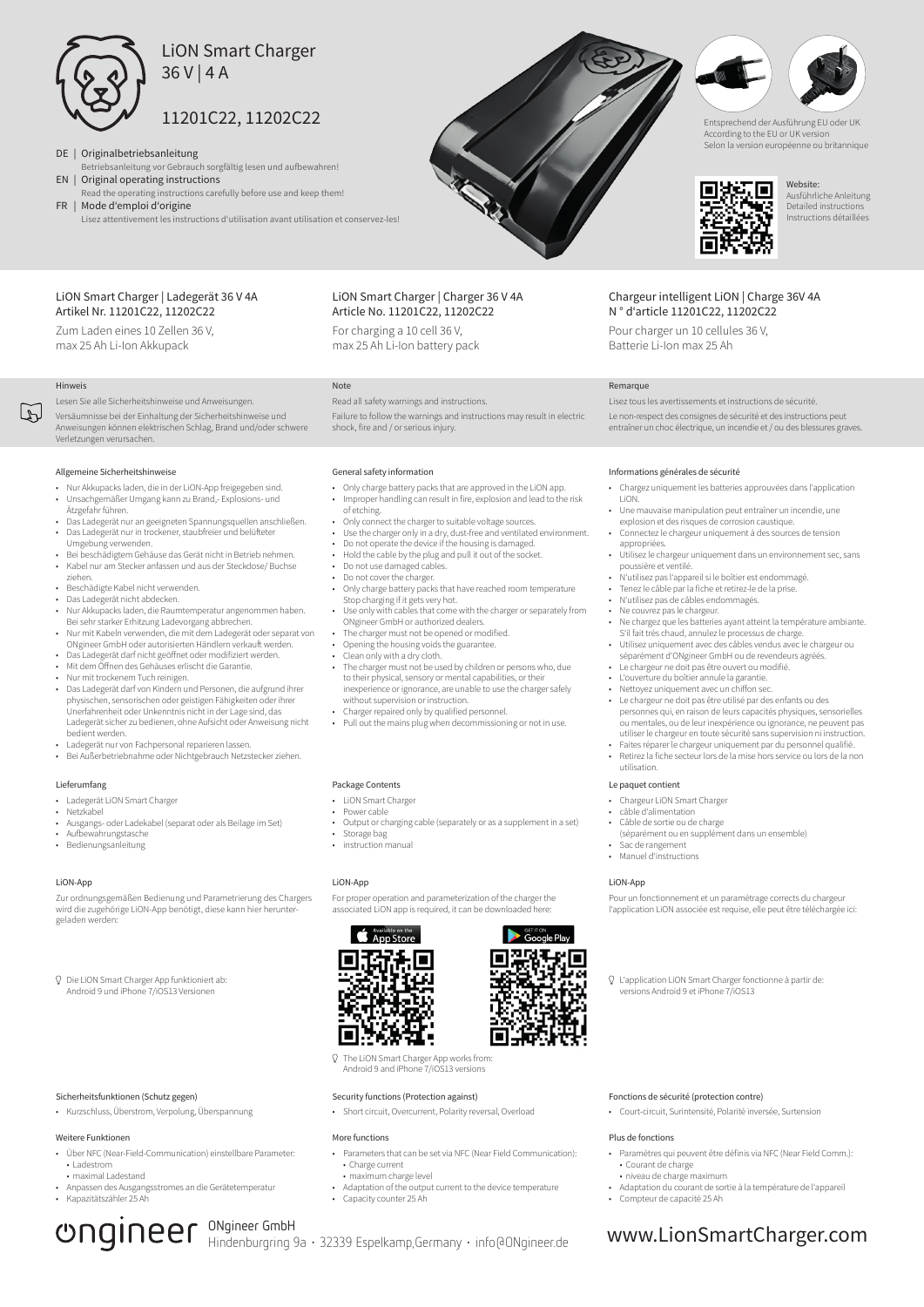# LiON Smart Charger
36 V | 4 A

11201C22, 11202C22

DE | Originalbetriebsanleitung
Betriebsanleitung vor Gebrauch sorgfältig lesen und aufbewahren!

EN | Original operating instructions
Read the operating instructions carefully before use and keep them!

FR | Mode d'emploi d'origine
Lisez attentivement les instructions d'utilisation avant utilisation et conservez-les!

Entsprechend der Ausführung EU oder UK
According to the EU or UK version
Selon la version européenne ou britannique

Website:
Ausführliche Anleitung
Detailed instructions
Instructions détaillées

## LiON Smart Charger | Ladegerät 36 V 4A
Artikel Nr. 11201C22, 11202C22

Zum Laden eines 10 Zellen 36 V, max 25 Ah Li-Ion Akkupack

### Hinweis

Lesen Sie alle Sicherheitshinweise und Anweisungen.

Versäumnisse bei der Einhaltung der Sicherheitshinweise und Anweisungen können elektrischen Schlag, Brand und/oder schwere Verletzungen verursachen.

### Allgemeine Sicherheitshinweise

- Nur Akkupacks laden, die in der LiON-App freigegeben sind.
- Unsachgemäßer Umgang kann zu Brand-, Explosions- und Ätzgefahr führen.
- Das Ladegerät nur an geeigneten Spannungsquellen anschließen.
- Das Ladegerät nur in trockener, staubfreier und belüfteter Umgebung verwenden.
- Bei beschädigtem Gehäuse das Gerät nicht in Betrieb nehmen.
- Kabel nur am Stecker anfassen und aus der Steckdose/ Buchse ziehen.
- Beschädigte Kabel nicht verwenden.
- Das Ladegerät nicht abdecken.
- Nur Akkupacks laden, die Raumtemperatur angenommen haben. Bei sehr starker Erhitzung Ladevorgang abbrechen.
- Nur mit Kabeln verwenden, die mit dem Ladegerät oder separat von ONgineer GmbH oder autorisierten Händlern verkauft werden.
- Das Ladegerät darf nicht geöffnet oder modifiziert werden.
- Mit dem Öffnen des Gehäuses erlischt die Garantie.
- Nur mit trockenem Tuch reinigen.
- Das Ladegerät darf von Kindern und Personen, die aufgrund ihrer physischen, sensorischen oder geistigen Fähigkeiten oder ihrer Unerfahrenheit oder Unkenntnis nicht in der Lage sind, das Ladegerät sicher zu bedienen, ohne Aufsicht oder Anweisung nicht bedient werden.
- Ladegerät nur von Fachpersonal reparieren lassen.
- Bei Außerbetriebnahme oder Nichtgebrauch Netzstecker ziehen.

### Lieferumfang

- Ladegerät LiON Smart Charger
- Netzkabel
- Ausgangs- oder Ladekabel (separat oder als Beilage im Set)
- Aufbewahrungstasche
- Bedienungsanleitung

### LiON-App

Zur ordnungsgemäßen Bedienung und Parametrierung des Chargers wird die zugehörige LiON-App benötigt, diese kann hier heruntergeladen werden:

Die LiON Smart Charger App funktioniert ab: Android 9 und iPhone 7/iOS13 Versionen

### Sicherheitsfunktionen (Schutz gegen)

- Kurzschluss, Überstrom, Verpolung, Überspannung

### Weitere Funktionen

- Über NFC (Near-Field-Communication) einstellbare Parameter:
  - Ladestrom
  - maximal Ladestand
- Anpassen des Ausgangsstromes an die Gerätetemperatur
- Kapazitätszähler 25 Ah

## LiON Smart Charger | Charger 36 V 4A
Article No. 11201C22, 11202C22

For charging a 10 cell 36 V, max 25 Ah Li-Ion battery pack

### Note

Read all safety warnings and instructions.

Failure to follow the warnings and instructions may result in electric shock, fire and / or serious injury.

### General safety information

- Only charge battery packs that are approved in the LiON app.
- Improper handling can result in fire, explosion and lead to the risk of etching.
- Only connect the charger to suitable voltage sources.
- Use the charger only in a dry, dust-free and ventilated environment.
- Do not operate the device if the housing is damaged.
- Hold the cable by the plug and pull it out of the socket.
- Do not use damaged cables.
- Do not cover the charger.
- Only charge battery packs that have reached room temperature Stop charging if it gets very hot.
- Use only with cables that come with the charger or separately from ONgineer GmbH or authorized dealers.
- The charger must not be opened or modified.
- Opening the housing voids the guarantee.
- Clean only with a dry cloth.
- The charger must not be used by children or persons who, due to their physical, sensory or mental capabilities, or their inexperience or ignorance, are unable to use the charger safely without supervision or instruction.
- Charger repaired only by qualified personnel.
- Pull out the mains plug when decommissioning or not in use.

### Package Contents

- LiON Smart Charger
- Power cable
- Output or charging cable (separately or as a supplement in a set)
- Storage bag
- instruction manual

### LiON-App

For proper operation and parameterization of the charger the associated LiON app is required, it can be downloaded here:

Available on the App Store | GET IT ON Google Play

The LiON Smart Charger App works from: Android 9 and iPhone 7/iOS13 versions

### Security functions (Protection against)

- Short circuit, Overcurrent, Polarity reversal, Overload

### More functions

- Parameters that can be set via NFC (Near Field Communication):
  - Charge current
  - maximum charge level
- Adaptation of the output current to the device temperature
- Capacity counter 25 Ah

## Chargeur intelligent LiON | Charge 36V 4A
N ° d'article 11201C22, 11202C22

Pour charger un 10 cellules 36 V, Batterie Li-Ion max 25 Ah

### Remarque

Lisez tous les avertissements et instructions de sécurité.

Le non-respect des consignes de sécurité et des instructions peut entraîner un choc électrique, un incendie et / ou des blessures graves.

### Informations générales de sécurité

- Chargez uniquement les batteries approuvées dans l'application LiON.
- Une mauvaise manipulation peut entraîner un incendie, une explosion et des risques de corrosion caustique.
- Connectez le chargeur uniquement à des sources de tension appropriées.
- Utilisez le chargeur uniquement dans un environnement sec, sans poussière et ventilé.
- N'utilisez pas l'appareil si le boîtier est endommagé.
- Tenez le câble par la fiche et retirez-le de la prise.
- N'utilisez pas de câbles endommagés.
- Ne couvrez pas le chargeur.
- Ne chargez que les batteries ayant atteint la température ambiante. S'il fait très chaud, annulez le processus de charge.
- Utilisez uniquement avec des câbles vendus avec le chargeur ou séparément d'ONgineer GmbH ou de revendeurs agréés.
- Le chargeur ne doit pas être ouvert ou modifié.
- L'ouverture du boîtier annule la garantie.
- Nettoyez uniquement avec un chiffon sec.
- Le chargeur ne doit pas être utilisé par des enfants ou des personnes qui, en raison de leurs capacités physiques, sensorielles ou mentales, ou de leur inexpérience ou ignorance, ne peuvent pas utiliser le chargeur en toute sécurité sans supervision ou instruction.
- Faites réparer le chargeur uniquement par du personnel qualifié.
- Retirez la fiche secteur lors de la mise hors service ou lors de la non utilisation.

### Le paquet contient

- Chargeur LiON Smart Charger
- câble d'alimentation
- Câble de sortie ou de charge (séparément ou en supplément dans un ensemble)
- Sac de rangement
- Manuel d'instructions

### LiON-App

Pour un fonctionnement et un paramétrage corrects du chargeur l'application LiON associée est requise, elle peut être téléchargée ici:

L'application LiON Smart Charger fonctionne à partir de: versions Android 9 et iPhone 7/iOS13

### Fonctions de sécurité (protection contre)

- Court-circuit, Surintensité, Polarité inversée, Surtension

### Plus de fonctions

- Paramètres qui peuvent être définis via NFC (Near Field Comm.):
  - Courant de charge
  - niveau de charge maximum
- Adaptation du courant de sortie à la température de l'appareil
- Compteur de capacité 25 Ah

ongineer ONgineer GmbH
Hindenburgring 9a · 32339 Espelkamp,Germany · info@ONgineer.de

www.LionSmartCharger.com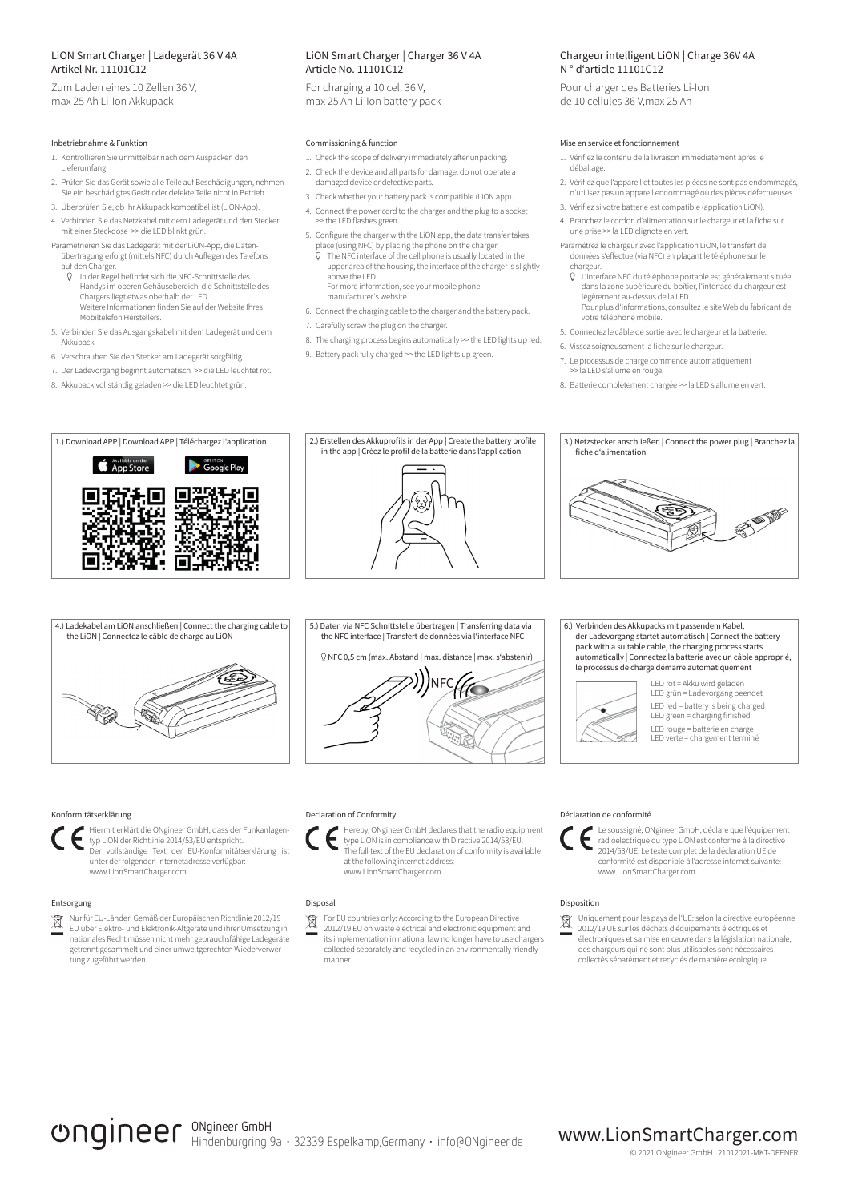## LiON Smart Charger | Ladegerät 36 V 4A
Artikel Nr. 11101C12

Zum Laden eines 10 Zellen 36 V, max 25 Ah Li-Ion Akkupack

### Inbetriebnahme & Funktion

1. Kontrollieren Sie unmittelbar nach dem Auspacken den Lieferumfang.
2. Prüfen Sie das Gerät sowie alle Teile auf Beschädigungen, nehmen Sie ein beschädigtes Gerät oder defekte Teile nicht in Betrieb.
3. Überprüfen Sie, ob Ihr Akkupack kompatibel ist (LiON-App).
4. Verbinden Sie das Netzkabel mit dem Ladegerät und den Stecker mit einer Steckdose >> die LED blinkt grün.

Parametrieren Sie das Ladegerät mit der LiON-App, die Datenübertragung erfolgt (mittels NFC) durch Auflegen des Telefons auf den Charger.

- In der Regel befindet sich die NFC-Schnittstelle des Handys im oberen Gehäusebereich, die Schnittstelle des Chargers liegt etwas oberhalb der LED. Weitere Informationen finden Sie auf der Website Ihres Mobiltelefon Herstellers.

5. Verbinden Sie das Ausgangskabel mit dem Ladegerät und dem Akkupack.
6. Verschrauben Sie den Stecker am Ladegerät sorgfältig.
7. Der Ladevorgang beginnt automatisch >> die LED leuchtet rot.
8. Akkupack vollständig geladen >> die LED leuchtet grün.

## LiON Smart Charger | Charger 36 V 4A
Article No. 11101C12

For charging a 10 cell 36 V, max 25 Ah Li-Ion battery pack

### Commissioning & function

1. Check the scope of delivery immediately after unpacking.
2. Check the device and all parts for damage, do not operate a damaged device or defective parts.
3. Check whether your battery pack is compatible (LiON app).
4. Connect the power cord to the charger and the plug to a socket >> the LED flashes green.
5. Configure the charger with the LiON app, the data transfer takes place (using NFC) by placing the phone on the charger.
   - The NFC interface of the cell phone is usually located in the upper area of the housing, the interface of the charger is slightly above the LED. For more information, see your mobile phone manufacturer's website.
6. Connect the charging cable to the charger and the battery pack.
7. Carefully screw the plug on the charger.
8. The charging process begins automatically >> the LED lights up red.
9. Battery pack fully charged >> the LED lights up green.

## Chargeur intelligent LiON | Charge 36V 4A
N ° d'article 11101C12

Pour charger des Batteries Li-Ion de 10 cellules 36 V,max 25 Ah

### Mise en service et fonctionnement

1. Vérifiez le contenu de la livraison immédiatement après le déballage.
2. Vérifiez que l'appareil et toutes les pièces ne sont pas endommagés, n'utilisez pas un appareil endommagé ou des pièces défectueuses.
3. Vérifiez si votre batterie est compatible (application LiON).
4. Branchez le cordon d'alimentation sur le chargeur et la fiche sur une prise >> la LED clignote en vert.

Paramétrez le chargeur avec l'application LiON, le transfert de données s'effectue (via NFC) en plaçant le téléphone sur le chargeur.

- L'interface NFC du téléphone portable est généralement située dans la zone supérieure du boîtier, l'interface du chargeur est légèrement au-dessus de la LED. Pour plus d'informations, consultez le site Web du fabricant de votre téléphone mobile.

5. Connectez le câble de sortie avec le chargeur et la batterie.
6. Vissez soigneusement la fiche sur le chargeur.
7. Le processus de charge commence automatiquement >> la LED s'allume en rouge.
8. Batterie complètement chargée >> la LED s'allume en vert.

1.) Download APP | Download APP | Téléchargez l'application

Available on the App Store
GET IT ON Google Play

2.) Erstellen des Akkuprofils in der App | Create the battery profile in the app | Créez le profil de la batterie dans l'application

3.) Netzstecker anschließen | Connect the power plug | Branchez la fiche d'alimentation

4.) Ladekabel am LiON anschließen | Connect the charging cable to the LiON | Connectez le câble de charge au LiON

5.) Daten via NFC Schnittstelle übertragen | Transferring data via the NFC interface | Transfert de données via l'interface NFC

NFC 0,5 cm (max. Abstand | max. distance | max. s'abstenir)

NFC

6.) Verbinden des Akkupacks mit passendem Kabel, der Ladevorgang startet automatisch | Connect the battery pack with a suitable cable, the charging process starts automatically | Connectez la batterie avec un câble approprié, le processus de charge démarre automatiquement

LED rot = Akku wird geladen
LED grün = Ladevorgang beendet
LED red = battery is being charged
LED green = charging finished
LED rouge = batterie en charge
LED verte = chargement terminé

### Konformitätserklärung

Hiermit erklärt die ONgineer GmbH, dass der Funkanlagentyp LiON der Richtlinie 2014/53/EU entspricht. Der vollständige Text der EU-Konformitätserklärung ist unter der folgenden Internetadresse verfügbar: www.LionSmartCharger.com

### Entsorgung

Nur für EU-Länder: Gemäß der Europäischen Richtlinie 2012/19 EU über Elektro- und Elektronik-Altgeräte und ihrer Umsetzung in nationales Recht müssen nicht mehr gebrauchsfähige Ladegeräte getrennt gesammelt und einer umweltgerechten Wiederverwertung zugeführt werden.

### Declaration of Conformity

Hereby, ONgineer GmbH declares that the radio equipment type LiON is in compliance with Directive 2014/53/EU. The full text of the EU declaration of conformity is available at the following internet address: www.LionSmartCharger.com

### Disposal

For EU countries only: According to the European Directive 2012/19 EU on waste electrical and electronic equipment and its implementation in national law no longer have to use chargers collected separately and recycled in an environmentally friendly manner.

### Déclaration de conformité

Le soussigné, ONgineer GmbH, déclare que l'équipement radioélectrique du type LiON est conforme à la directive 2014/53/UE. Le texte complet de la déclaration UE de conformité est disponible à l'adresse internet suivante: www.LionSmartCharger.com

### Disposition

Uniquement pour les pays de l'UE: selon la directive européenne 2012/19 UE sur les déchets d'équipements électriques et électroniques et sa mise en œuvre dans la législation nationale, des chargeurs qui ne sont plus utilisables sont nécessaires collectés séparément et recyclés de manière écologique.

ongineer ONgineer GmbH
Hindenburgring 9a · 32339 Espelkamp,Germany · info@ONgineer.de

www.LionSmartCharger.com
© 2021 ONgineer GmbH | 21012021-MKT-DEENFR